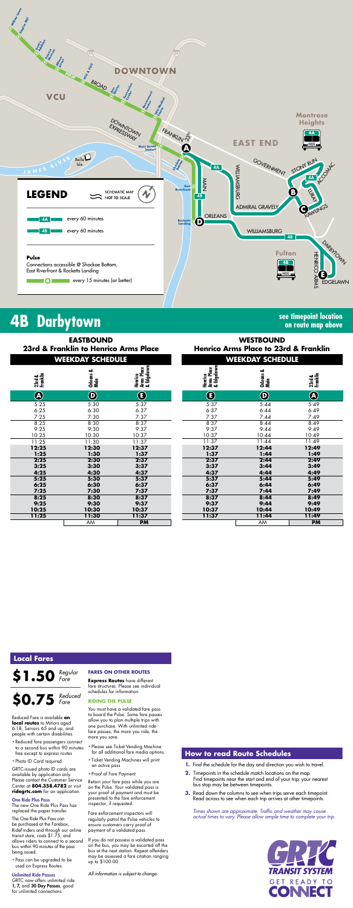# 4B Darbytown

**see timepoint location on route map above**

## EASTBOUND
### 23rd & Franklin to Henrico Arms Place
#### WEEKDAY SCHEDULE

| 23rd & Franklin (A) | Orleans & Main (D) | Henrico Arms Place & Edgelawn (E) |
|---|---|---|
| 5:25 | 5:30 | 5:37 |
| 6:25 | 6:30 | 6:37 |
| 7:25 | 7:30 | 7:37 |
| 8:25 | 8:30 | 8:37 |
| 9:25 | 9:30 | 9:37 |
| 10:25 | 10:30 | 10:37 |
| 11:25 | 11:30 | 11:37 |
| **12:25** | **12:30** | **12:37** |
| **1:25** | **1:30** | **1:37** |
| **2:25** | **2:30** | **2:37** |
| **3:25** | **3:30** | **3:37** |
| **4:25** | **4:30** | **4:37** |
| **5:25** | **5:30** | **5:37** |
| **6:25** | **6:30** | **6:37** |
| **7:25** | **7:30** | **7:37** |
| **8:25** | **8:30** | **8:37** |
| **9:25** | **9:30** | **9:37** |
| **10:25** | **10:30** | **10:37** |
| **11:25** | **11:30** | **11:37** |

AM | **PM**

## WESTBOUND
### Henrico Arms Place to 23rd & Franklin
#### WEEKDAY SCHEDULE

| Henrico Arms Place & Edgelawn (E) | Orleans & Main (D) | 23rd & Franklin (A) |
|---|---|---|
| 5:37 | 5:44 | 5:49 |
| 6:37 | 6:44 | 6:49 |
| 7:37 | 7:44 | 7:49 |
| 8:37 | 8:44 | 8:49 |
| 9:37 | 9:44 | 9:49 |
| 10:37 | 10:44 | 10:49 |
| 11:37 | 11:44 | 11:49 |
| **12:37** | **12:44** | **12:49** |
| **1:37** | **1:44** | **1:49** |
| **2:37** | **2:44** | **2:49** |
| **3:37** | **3:44** | **3:49** |
| **4:37** | **4:44** | **4:49** |
| **5:37** | **5:44** | **5:49** |
| **6:37** | **6:44** | **6:49** |
| **7:37** | **7:44** | **7:49** |
| **8:37** | **8:44** | **8:49** |
| **9:37** | **9:44** | **9:49** |
| **10:37** | **10:44** | **10:49** |
| **11:37** | **11:44** | **11:49** |

AM | **PM**

## Local Fares

**$1.50** *Regular Fare*

**$0.75** *Reduced Fare*

Reduced Fare is available **on local routes** to Minors aged 6-18, Seniors 65 and up, and people with certain disabilities.

- Reduced fare passengers connect to a second bus within 90 minutes free except to express routes
- Photo ID Card required

GRTC-issued photo ID cards are available by application only. Please contact the Customer Service Center at **804.358.4782** or visit **ridegrtc.com** for an application.

**One Ride Plus Pass**

The new One Ride Plus Pass has replaced the paper transfer.

The One Ride Plus Pass can be purchased at the Farebox, RideFinders and through our online transit store, costs $1.75, and allows riders to connect to a second bus within 90 minutes of the pass being issued.

- Pass can be upgraded to be used on Express Routes.

**Unlimited Ride Passes**

GRTC now offers unlimited ride **1, 7,** and **30 Day Passes**, good for unlimited connections.

**FARES ON OTHER ROUTES**

**Express Routes** have different fare structures. Please see individual schedules for information.

**RIDING THE PULSE**

You must have a validated fare pass to board the Pulse. Some fare passes allow you to plan multiple trips with one purchase. With unlimited ride fare passes, the more you ride, the more you save.

- Please see Ticket Vending Machine for all additional fare media options.
- Ticket Vending Machines will print an active pass
- Proof of Fare Payment

Retain your fare pass while you are on the Pulse. Your validated pass is your proof of payment and must be presented to the fare enforcement inspector, if requested.

Fare enforcement inspectors will regularly patrol the Pulse vehicles to ensure customers carry proof of payment of a validated pass.

If you do not possess a validated pass on the bus, you may be escorted off the bus at the next station. Repeat offenders may be assessed a fare citation ranging up to $100.00.

*All information is subject to change.*

## How to read Route Schedules

1. Find the schedule for the day and direction you wish to travel.
2. Timepoints in the schedule match locations on the map. Find timepoints near the start and end of your trip; your nearest bus stop may be between timepoints.
3. Read down the columns to see when trips serve each timepoint. Read across to see when each trip arrives at other timepoints.

*Times shown are approximate. Traffic and weather may cause actual times to vary. Please allow ample time to complete your trip.*

GRTC TRANSIT SYSTEM — GET READY TO CONNECT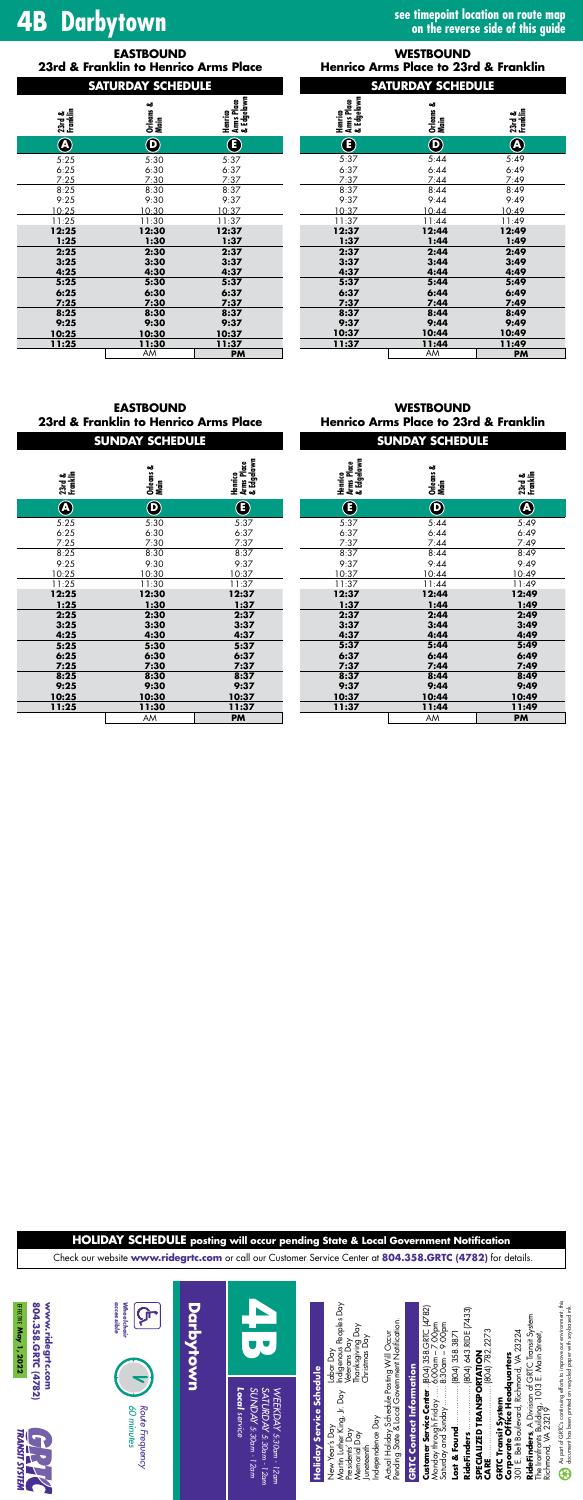# 4B Darbytown

see timepoint location on route map on the reverse side of this guide

## EASTBOUND
### 23rd & Franklin to Henrico Arms Place

**SATURDAY SCHEDULE**

| 23rd & Franklin | Orleans & Main | Henrico Arms Place & Edgelawn |
|---|---|---|
| A | D | E |
| 5:25 | 5:30 | 5:37 |
| 6:25 | 6:30 | 6:37 |
| 7:25 | 7:30 | 7:37 |
| 8:25 | 8:30 | 8:37 |
| 9:25 | 9:30 | 9:37 |
| 10:25 | 10:30 | 10:37 |
| 11:25 | 11:30 | 11:37 |
| **12:25** | **12:30** | **12:37** |
| **1:25** | **1:30** | **1:37** |
| **2:25** | **2:30** | **2:37** |
| **3:25** | **3:30** | **3:37** |
| **4:25** | **4:30** | **4:37** |
| **5:25** | **5:30** | **5:37** |
| **6:25** | **6:30** | **6:37** |
| **7:25** | **7:30** | **7:37** |
| **8:25** | **8:30** | **8:37** |
| **9:25** | **9:30** | **9:37** |
| **10:25** | **10:30** | **10:37** |
| **11:25** | **11:30** | **11:37** |
| | AM | **PM** |

## WESTBOUND
### Henrico Arms Place to 23rd & Franklin

**SATURDAY SCHEDULE**

| Henrico Arms Place & Edgelawn | Orleans & Main | 23rd & Franklin |
|---|---|---|
| E | D | A |
| 5:37 | 5:44 | 5:49 |
| 6:37 | 6:44 | 6:49 |
| 7:37 | 7:44 | 7:49 |
| 8:37 | 8:44 | 8:49 |
| 9:37 | 9:44 | 9:49 |
| 10:37 | 10:44 | 10:49 |
| 11:37 | 11:44 | 11:49 |
| **12:37** | **12:44** | **12:49** |
| **1:37** | **1:44** | **1:49** |
| **2:37** | **2:44** | **2:49** |
| **3:37** | **3:44** | **3:49** |
| **4:37** | **4:44** | **4:49** |
| **5:37** | **5:44** | **5:49** |
| **6:37** | **6:44** | **6:49** |
| **7:37** | **7:44** | **7:49** |
| **8:37** | **8:44** | **8:49** |
| **9:37** | **9:44** | **9:49** |
| **10:37** | **10:44** | **10:49** |
| **11:37** | **11:44** | **11:49** |
| | AM | **PM** |

## EASTBOUND
### 23rd & Franklin to Henrico Arms Place

**SUNDAY SCHEDULE**

| 23rd & Franklin | Orleans & Main | Henrico Arms Place & Edgelawn |
|---|---|---|
| A | D | E |
| 5:25 | 5:30 | 5:37 |
| 6:25 | 6:30 | 6:37 |
| 7:25 | 7:30 | 7:37 |
| 8:25 | 8:30 | 8:37 |
| 9:25 | 9:30 | 9:37 |
| 10:25 | 10:30 | 10:37 |
| 11:25 | 11:30 | 11:37 |
| **12:25** | **12:30** | **12:37** |
| **1:25** | **1:30** | **1:37** |
| **2:25** | **2:30** | **2:37** |
| **3:25** | **3:30** | **3:37** |
| **4:25** | **4:30** | **4:37** |
| **5:25** | **5:30** | **5:37** |
| **6:25** | **6:30** | **6:37** |
| **7:25** | **7:30** | **7:37** |
| **8:25** | **8:30** | **8:37** |
| **9:25** | **9:30** | **9:37** |
| **10:25** | **10:30** | **10:37** |
| **11:25** | **11:30** | **11:37** |
| | AM | **PM** |

## WESTBOUND
### Henrico Arms Place to 23rd & Franklin

**SUNDAY SCHEDULE**

| Henrico Arms Place & Edgelawn | Orleans & Main | 23rd & Franklin |
|---|---|---|
| E | D | A |
| 5:37 | 5:44 | 5:49 |
| 6:37 | 6:44 | 6:49 |
| 7:37 | 7:44 | 7:49 |
| 8:37 | 8:44 | 8:49 |
| 9:37 | 9:44 | 9:49 |
| 10:37 | 10:44 | 10:49 |
| 11:37 | 11:44 | 11:49 |
| **12:37** | **12:44** | **12:49** |
| **1:37** | **1:44** | **1:49** |
| **2:37** | **2:44** | **2:49** |
| **3:37** | **3:44** | **3:49** |
| **4:37** | **4:44** | **4:49** |
| **5:37** | **5:44** | **5:49** |
| **6:37** | **6:44** | **6:49** |
| **7:37** | **7:44** | **7:49** |
| **8:37** | **8:44** | **8:49** |
| **9:37** | **9:44** | **9:49** |
| **10:37** | **10:44** | **10:49** |
| **11:37** | **11:44** | **11:49** |
| | AM | **PM** |

**HOLIDAY SCHEDULE posting will occur pending State & Local Government Notification**

Check our website **www.ridegrtc.com** or call our Customer Service Center at **804.358.GRTC (4782)** for details.

# 4B Darbytown

WEEKDAY 5:30am - 12am
SATURDAY 5:30am - 12am
SUNDAY 5:30am - 12am

**Local** service

Wheelchair accessible

Route Frequency 60 minutes

www.ridegrtc.com
804.358.GRTC (4782)

EFFECTIVE **May 1, 2022**

GRTC TRANSIT SYSTEM

### Holiday Service Schedule

New Year's Day
Martin Luther King, Jr. Day
Presidents' Day
Memorial Day
Juneteenth
Independence Day
Labor Day
Indigenous Peoples Day
Veterans' Day
Thanksgiving Day
Christmas Day

Actual Holiday Schedule Posting Will Occur Pending State & Local Government Notification

### GRTC Contact Information

**Customer Service Center** .. (804) 358-GRTC (4782)
Monday through Friday ........ 6:00am – 7:00pm
Saturday and Sunday ........... 8:30am – 9:00pm
**Lost & Found** .................. (804) 358-3871
**RideFinders** .................. (804) 643-RIDE (7433)
**SPECIALIZED TRANSPORTATION CARE** ....................... (804) 782-2273

**GRTC Transit System**
**Corporate Office Headquarters**
301 E. Belt Boulevard, Richmond, VA 23224
**RideFinders**, A Division of GRTC Transit System
The Ironfronts Building, 1013 E. Main Street, Richmond, VA 23219

As part of GRTC's continued efforts to improve our environment, this document has been printed on recycled paper with soy-based ink.